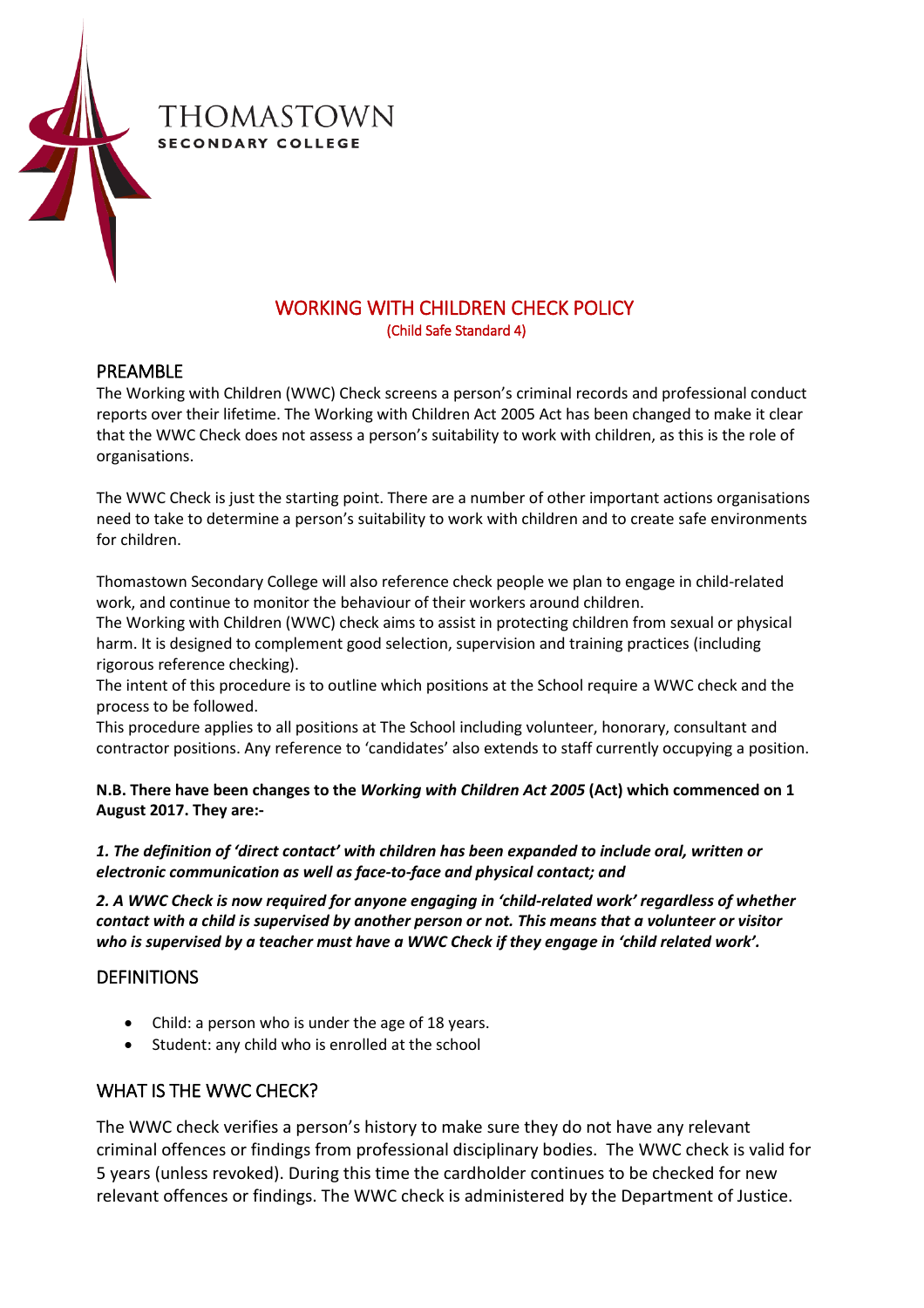THOMASTOWN
SECONDARY COLLEGE

# WORKING WITH CHILDREN CHECK POLICY

(Child Safe Standard 4)

## PREAMBLE

The Working with Children (WWC) Check screens a person's criminal records and professional conduct reports over their lifetime. The Working with Children Act 2005 Act has been changed to make it clear that the WWC Check does not assess a person's suitability to work with children, as this is the role of organisations.

The WWC Check is just the starting point. There are a number of other important actions organisations need to take to determine a person's suitability to work with children and to create safe environments for children.

Thomastown Secondary College will also reference check people we plan to engage in child-related work, and continue to monitor the behaviour of their workers around children.

The Working with Children (WWC) check aims to assist in protecting children from sexual or physical harm. It is designed to complement good selection, supervision and training practices (including rigorous reference checking).

The intent of this procedure is to outline which positions at the School require a WWC check and the process to be followed.

This procedure applies to all positions at The School including volunteer, honorary, consultant and contractor positions. Any reference to 'candidates' also extends to staff currently occupying a position.

**N.B. There have been changes to the *Working with Children Act 2005* (Act) which commenced on 1 August 2017. They are:-**

***1. The definition of 'direct contact' with children has been expanded to include oral, written or electronic communication as well as face-to-face and physical contact; and***

***2. A WWC Check is now required for anyone engaging in 'child-related work' regardless of whether contact with a child is supervised by another person or not. This means that a volunteer or visitor who is supervised by a teacher must have a WWC Check if they engage in 'child related work'.***

## DEFINITIONS

- Child: a person who is under the age of 18 years.
- Student: any child who is enrolled at the school

## WHAT IS THE WWC CHECK?

The WWC check verifies a person's history to make sure they do not have any relevant criminal offences or findings from professional disciplinary bodies. The WWC check is valid for 5 years (unless revoked). During this time the cardholder continues to be checked for new relevant offences or findings. The WWC check is administered by the Department of Justice.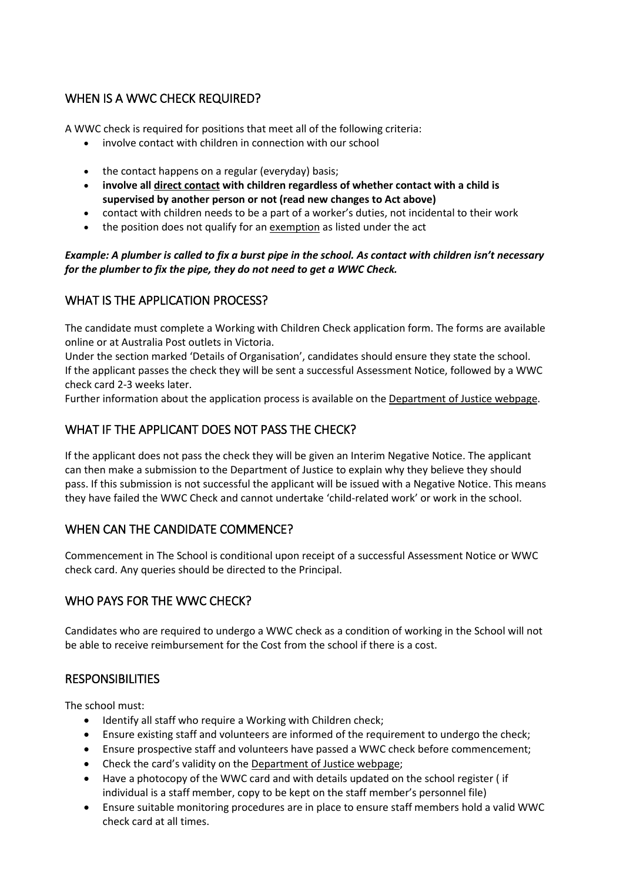## WHEN IS A WWC CHECK REQUIRED?

A WWC check is required for positions that meet all of the following criteria:

- involve contact with children in connection with our school
- the contact happens on a regular (everyday) basis;
- **involve all direct contact with children regardless of whether contact with a child is supervised by another person or not (read new changes to Act above)**
- contact with children needs to be a part of a worker's duties, not incidental to their work
- the position does not qualify for an exemption as listed under the act

***Example: A plumber is called to fix a burst pipe in the school. As contact with children isn't necessary for the plumber to fix the pipe, they do not need to get a WWC Check.***

## WHAT IS THE APPLICATION PROCESS?

The candidate must complete a Working with Children Check application form. The forms are available online or at Australia Post outlets in Victoria.
Under the section marked 'Details of Organisation', candidates should ensure they state the school.
If the applicant passes the check they will be sent a successful Assessment Notice, followed by a WWC check card 2-3 weeks later.
Further information about the application process is available on the Department of Justice webpage.

## WHAT IF THE APPLICANT DOES NOT PASS THE CHECK?

If the applicant does not pass the check they will be given an Interim Negative Notice. The applicant can then make a submission to the Department of Justice to explain why they believe they should pass. If this submission is not successful the applicant will be issued with a Negative Notice. This means they have failed the WWC Check and cannot undertake 'child-related work' or work in the school.

## WHEN CAN THE CANDIDATE COMMENCE?

Commencement in The School is conditional upon receipt of a successful Assessment Notice or WWC check card. Any queries should be directed to the Principal.

## WHO PAYS FOR THE WWC CHECK?

Candidates who are required to undergo a WWC check as a condition of working in the School will not be able to receive reimbursement for the Cost from the school if there is a cost.

## RESPONSIBILITIES

The school must:

- Identify all staff who require a Working with Children check;
- Ensure existing staff and volunteers are informed of the requirement to undergo the check;
- Ensure prospective staff and volunteers have passed a WWC check before commencement;
- Check the card's validity on the Department of Justice webpage;
- Have a photocopy of the WWC card and with details updated on the school register ( if individual is a staff member, copy to be kept on the staff member's personnel file)
- Ensure suitable monitoring procedures are in place to ensure staff members hold a valid WWC check card at all times.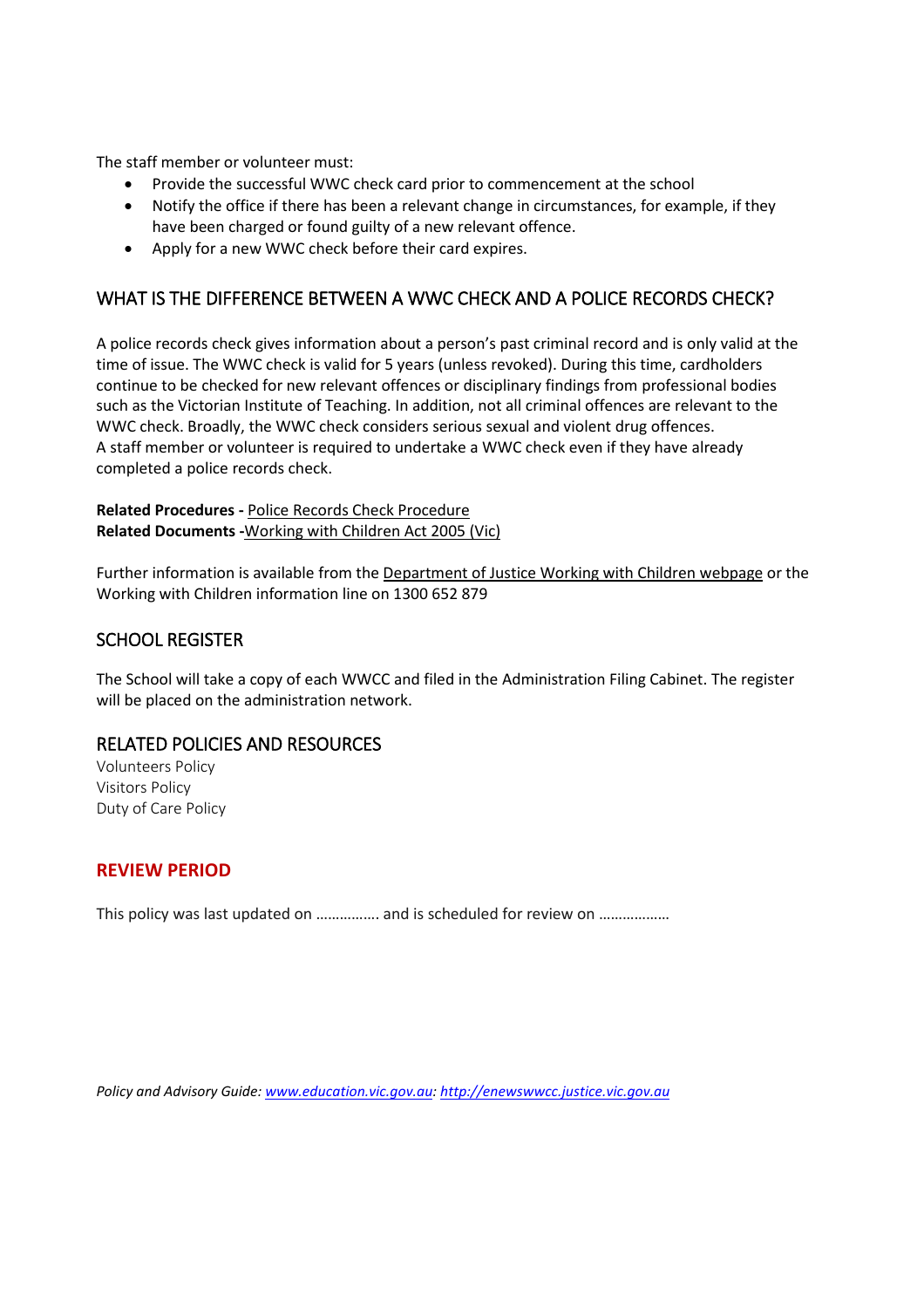The staff member or volunteer must:

- Provide the successful WWC check card prior to commencement at the school
- Notify the office if there has been a relevant change in circumstances, for example, if they have been charged or found guilty of a new relevant offence.
- Apply for a new WWC check before their card expires.

## WHAT IS THE DIFFERENCE BETWEEN A WWC CHECK AND A POLICE RECORDS CHECK?

A police records check gives information about a person's past criminal record and is only valid at the time of issue. The WWC check is valid for 5 years (unless revoked). During this time, cardholders continue to be checked for new relevant offences or disciplinary findings from professional bodies such as the Victorian Institute of Teaching. In addition, not all criminal offences are relevant to the WWC check. Broadly, the WWC check considers serious sexual and violent drug offences.
A staff member or volunteer is required to undertake a WWC check even if they have already completed a police records check.

**Related Procedures -** Police Records Check Procedure
**Related Documents -**Working with Children Act 2005 (Vic)

Further information is available from the Department of Justice Working with Children webpage or the Working with Children information line on 1300 652 879

## SCHOOL REGISTER

The School will take a copy of each WWCC and filed in the Administration Filing Cabinet. The register will be placed on the administration network.

## RELATED POLICIES AND RESOURCES

Volunteers Policy
Visitors Policy
Duty of Care Policy

## REVIEW PERIOD

This policy was last updated on ……………. and is scheduled for review on ………………

*Policy and Advisory Guide: www.education.vic.gov.au: http://enewswwcc.justice.vic.gov.au*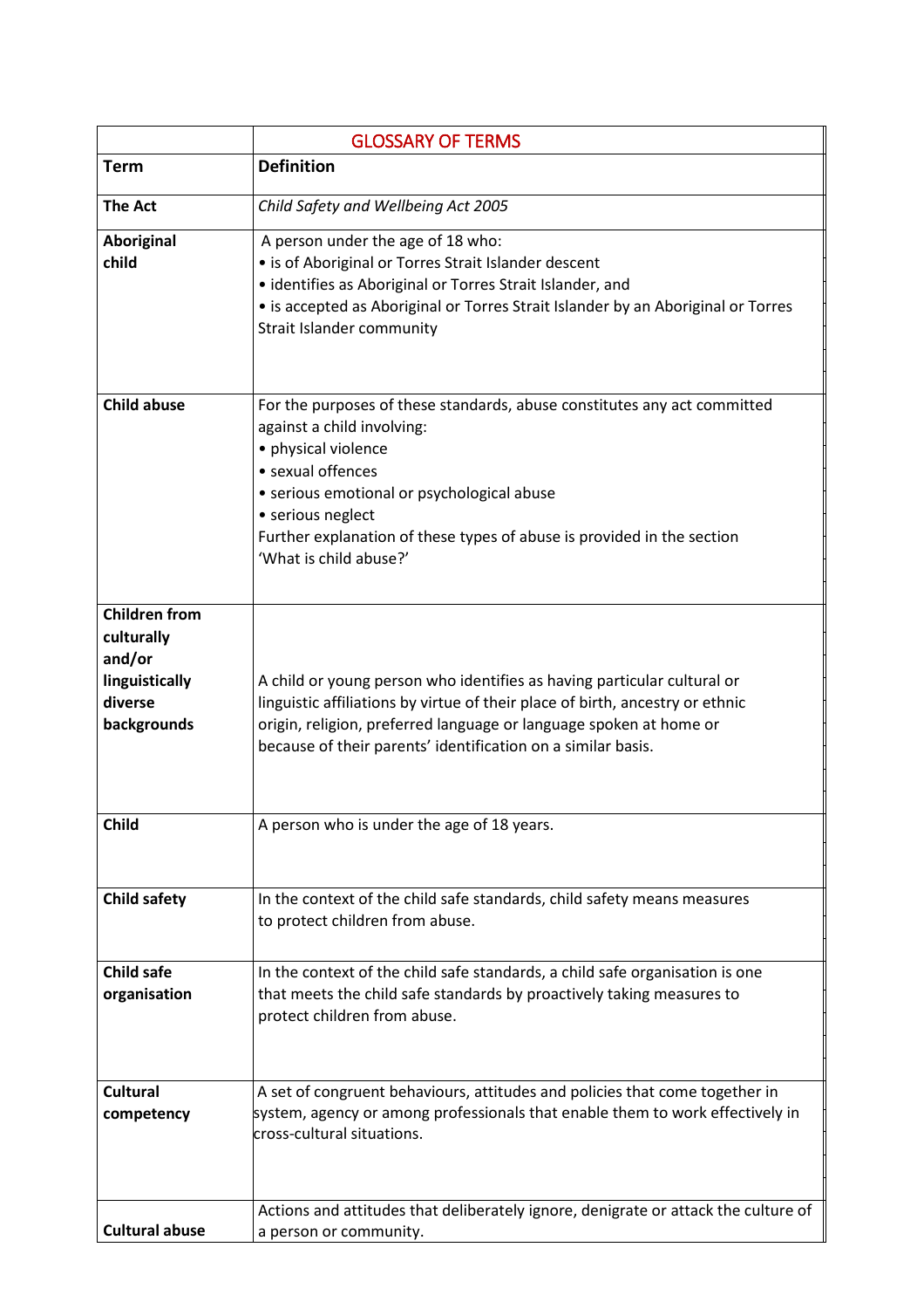| | GLOSSARY OF TERMS |
|---|---|
| **Term** | **Definition** |
| **The Act** | *Child Safety and Wellbeing Act 2005* |
| **Aboriginal child** | A person under the age of 18 who:<br>• is of Aboriginal or Torres Strait Islander descent<br>• identifies as Aboriginal or Torres Strait Islander, and<br>• is accepted as Aboriginal or Torres Strait Islander by an Aboriginal or Torres Strait Islander community |
| **Child abuse** | For the purposes of these standards, abuse constitutes any act committed against a child involving:<br>• physical violence<br>• sexual offences<br>• serious emotional or psychological abuse<br>• serious neglect<br>Further explanation of these types of abuse is provided in the section 'What is child abuse?' |
| **Children from culturally and/or linguistically diverse backgrounds** | A child or young person who identifies as having particular cultural or linguistic affiliations by virtue of their place of birth, ancestry or ethnic origin, religion, preferred language or language spoken at home or because of their parents' identification on a similar basis. |
| **Child** | A person who is under the age of 18 years. |
| **Child safety** | In the context of the child safe standards, child safety means measures to protect children from abuse. |
| **Child safe organisation** | In the context of the child safe standards, a child safe organisation is one that meets the child safe standards by proactively taking measures to protect children from abuse. |
| **Cultural competency** | A set of congruent behaviours, attitudes and policies that come together in system, agency or among professionals that enable them to work effectively in cross-cultural situations. |
| **Cultural abuse** | Actions and attitudes that deliberately ignore, denigrate or attack the culture of a person or community. |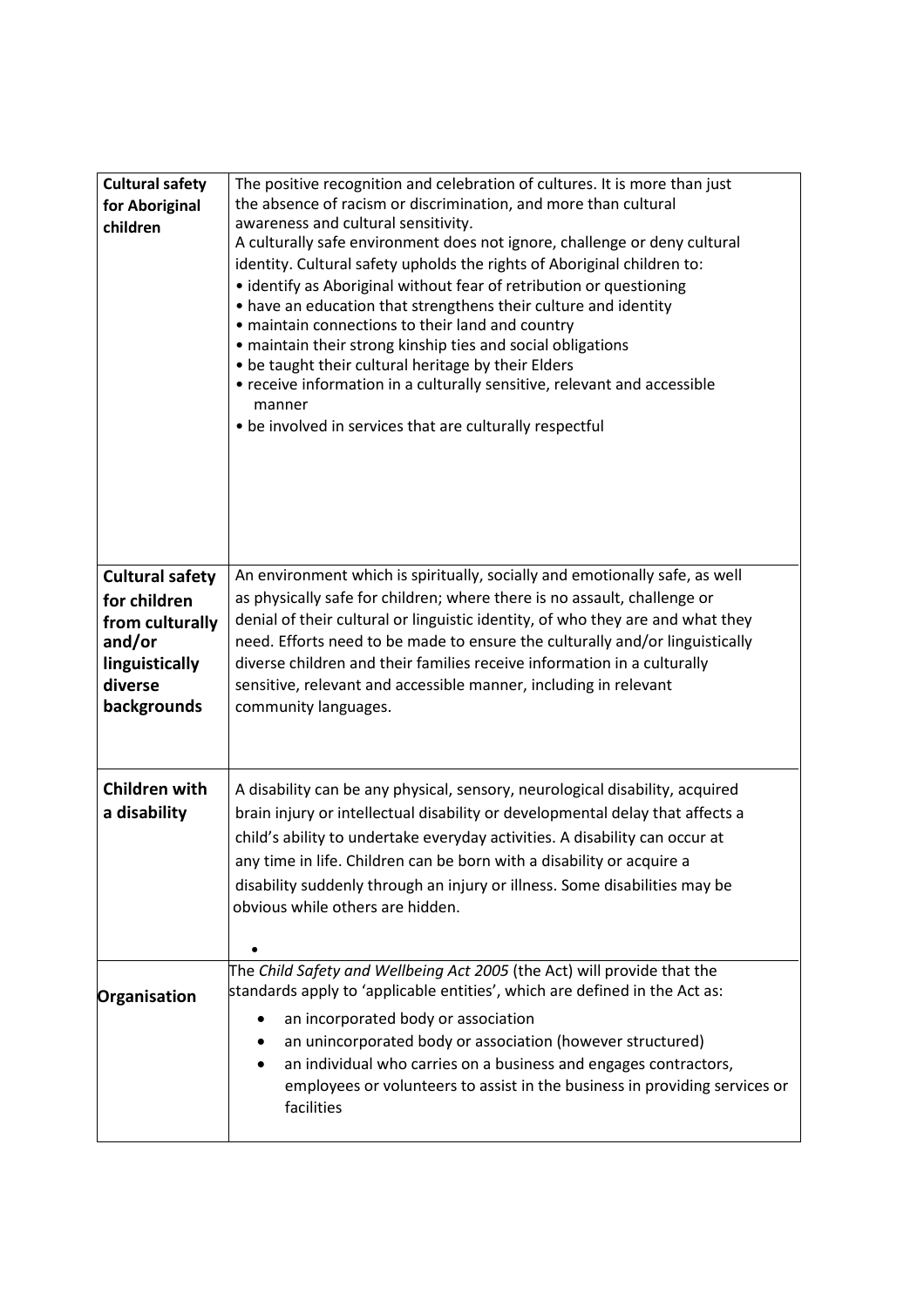| | |
|---|---|
| **Cultural safety for Aboriginal children** | The positive recognition and celebration of cultures. It is more than just the absence of racism or discrimination, and more than cultural awareness and cultural sensitivity.<br>A culturally safe environment does not ignore, challenge or deny cultural identity. Cultural safety upholds the rights of Aboriginal children to:<br>• identify as Aboriginal without fear of retribution or questioning<br>• have an education that strengthens their culture and identity<br>• maintain connections to their land and country<br>• maintain their strong kinship ties and social obligations<br>• be taught their cultural heritage by their Elders<br>• receive information in a culturally sensitive, relevant and accessible manner<br>• be involved in services that are culturally respectful |
| **Cultural safety for children from culturally and/or linguistically diverse backgrounds** | An environment which is spiritually, socially and emotionally safe, as well as physically safe for children; where there is no assault, challenge or denial of their cultural or linguistic identity, of who they are and what they need. Efforts need to be made to ensure the culturally and/or linguistically diverse children and their families receive information in a culturally sensitive, relevant and accessible manner, including in relevant community languages. |
| **Children with a disability** | A disability can be any physical, sensory, neurological disability, acquired brain injury or intellectual disability or developmental delay that affects a child's ability to undertake everyday activities. A disability can occur at any time in life. Children can be born with a disability or acquire a disability suddenly through an injury or illness. Some disabilities may be obvious while others are hidden.<br>• |
| **Organisation** | The *Child Safety and Wellbeing Act 2005* (the Act) will provide that the standards apply to 'applicable entities', which are defined in the Act as:<br>• an incorporated body or association<br>• an unincorporated body or association (however structured)<br>• an individual who carries on a business and engages contractors, employees or volunteers to assist in the business in providing services or facilities |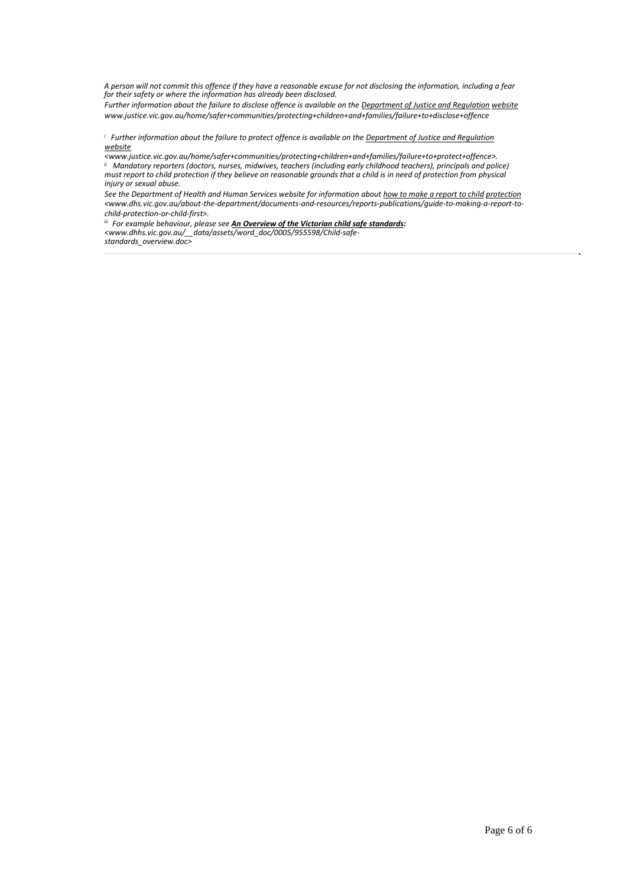*A person will not commit this offence if they have a reasonable excuse for not disclosing the information, including a fear for their safety or where the information has already been disclosed.*

*Further information about the failure to disclose offence is available on the Department of Justice and Regulation website www.justice.vic.gov.au/home/safer+communities/protecting+children+and+families/failure+to+disclose+offence*

---

[i] *Further information about the failure to protect offence is available on the Department of Justice and Regulation website <www.justice.vic.gov.au/home/safer+communities/protecting+children+and+families/failure+to+protect+offence>.*

[ii] *Mandatory reporters (doctors, nurses, midwives, teachers (including early childhood teachers), principals and police) must report to child protection if they believe on reasonable grounds that a child is in need of protection from physical injury or sexual abuse.*

*See the Department of Health and Human Services website for information about how to make a report to child protection <www.dhs.vic.gov.au/about-the-department/documents-and-resources/reports-publications/guide-to-making-a-report-to-child-protection-or-child-first>.*

[iii] *For example behaviour, please see* ***An Overview of the Victorian child safe standards****: <www.dhhs.vic.gov.au/__data/assets/word_doc/0005/955598/Child-safe-standards_overview.doc>*